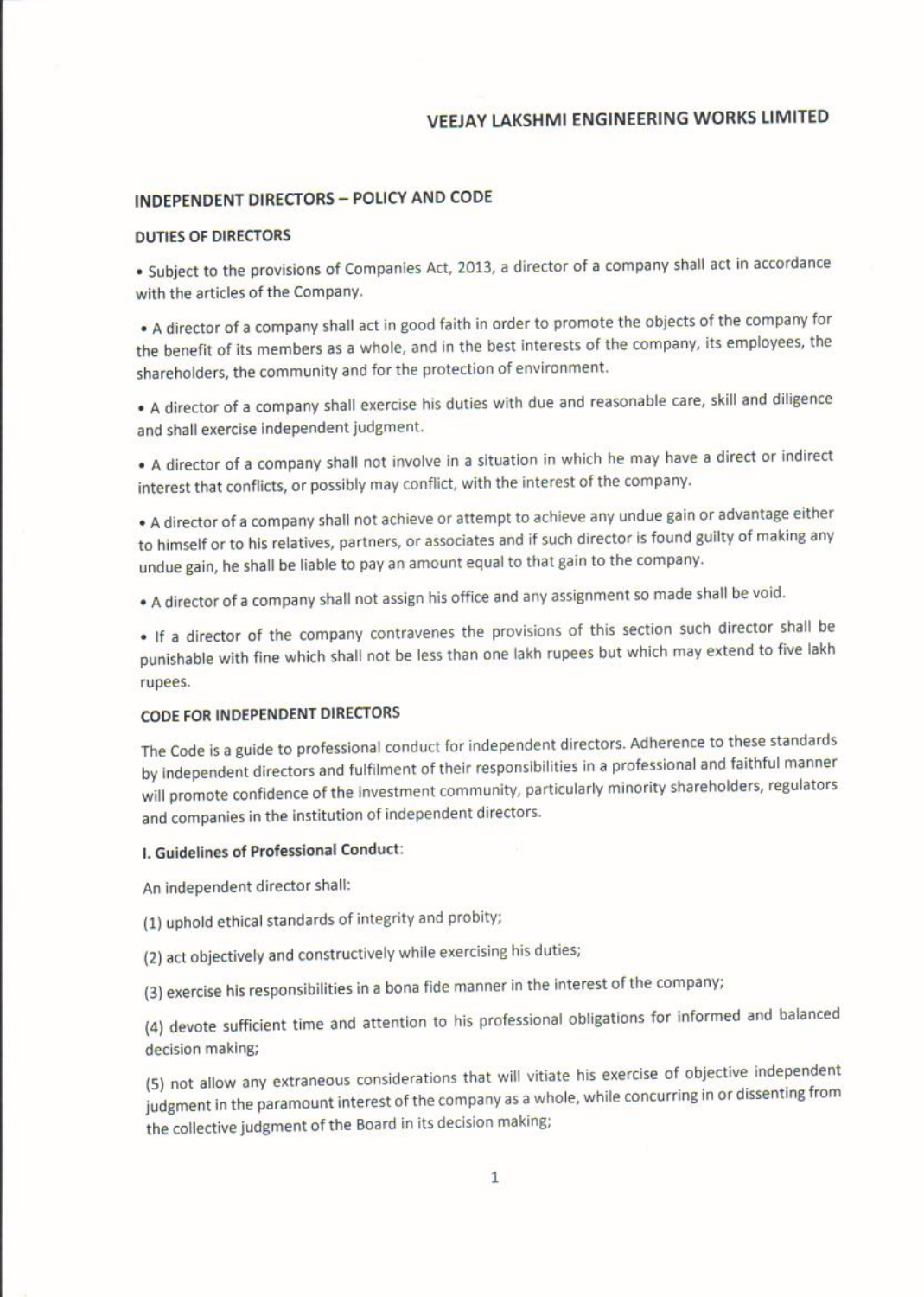# VEEJAY LAKSHMI ENGINEERING WORKS LIMITED

## INDEPENDENT DIRECTORS – POLICY AND CODE

### DUTIES OF DIRECTORS

- Subject to the provisions of Companies Act, 2013, a director of a company shall act in accordance with the articles of the Company.
- A director of a company shall act in good faith in order to promote the objects of the company for the benefit of its members as a whole, and in the best interests of the company, its employees, the shareholders, the community and for the protection of environment.
- A director of a company shall exercise his duties with due and reasonable care, skill and diligence and shall exercise independent judgment.
- A director of a company shall not involve in a situation in which he may have a direct or indirect interest that conflicts, or possibly may conflict, with the interest of the company.
- A director of a company shall not achieve or attempt to achieve any undue gain or advantage either to himself or to his relatives, partners, or associates and if such director is found guilty of making any undue gain, he shall be liable to pay an amount equal to that gain to the company.
- A director of a company shall not assign his office and any assignment so made shall be void.
- If a director of the company contravenes the provisions of this section such director shall be punishable with fine which shall not be less than one lakh rupees but which may extend to five lakh rupees.

### CODE FOR INDEPENDENT DIRECTORS

The Code is a guide to professional conduct for independent directors. Adherence to these standards by independent directors and fulfilment of their responsibilities in a professional and faithful manner will promote confidence of the investment community, particularly minority shareholders, regulators and companies in the institution of independent directors.

**I. Guidelines of Professional Conduct:**

An independent director shall:

(1) uphold ethical standards of integrity and probity;

(2) act objectively and constructively while exercising his duties;

(3) exercise his responsibilities in a bona fide manner in the interest of the company;

(4) devote sufficient time and attention to his professional obligations for informed and balanced decision making;

(5) not allow any extraneous considerations that will vitiate his exercise of objective independent judgment in the paramount interest of the company as a whole, while concurring in or dissenting from the collective judgment of the Board in its decision making;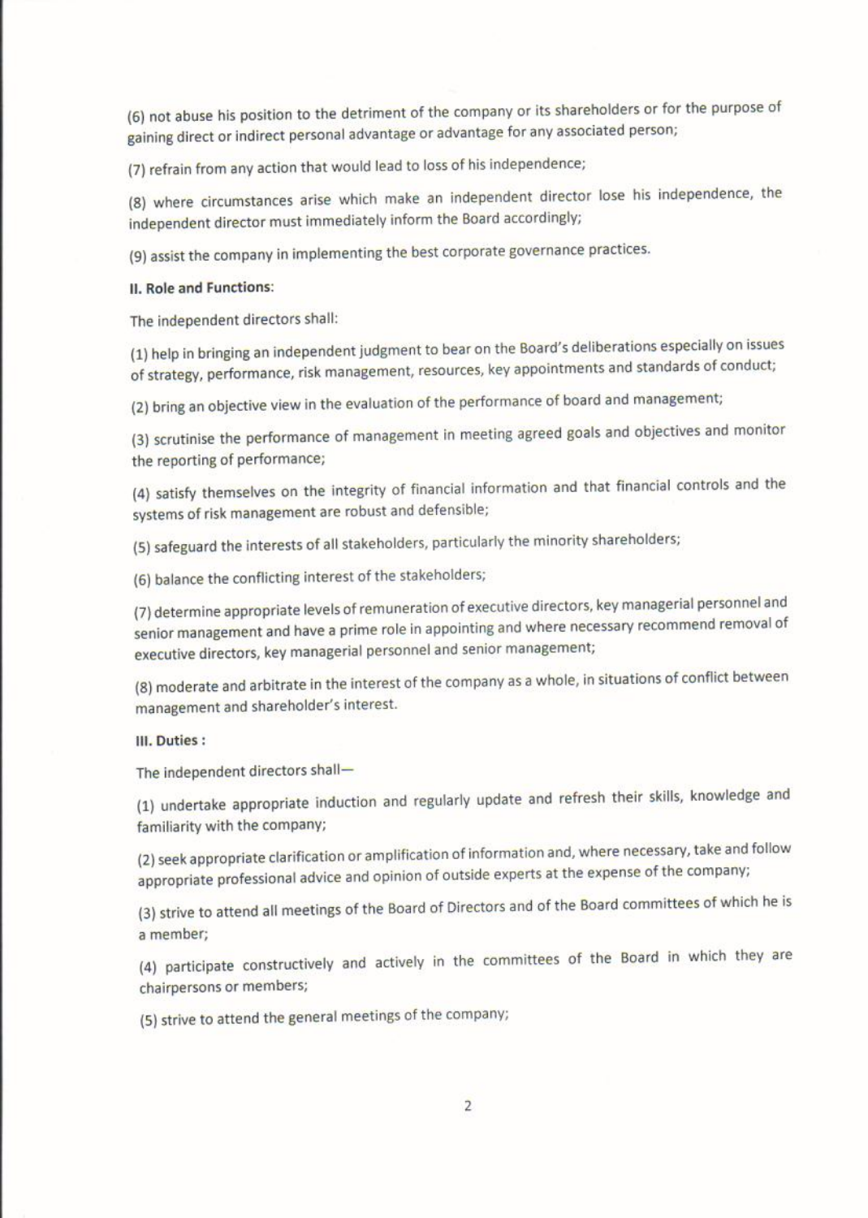(6) not abuse his position to the detriment of the company or its shareholders or for the purpose of gaining direct or indirect personal advantage or advantage for any associated person;

(7) refrain from any action that would lead to loss of his independence;

(8) where circumstances arise which make an independent director lose his independence, the independent director must immediately inform the Board accordingly;

(9) assist the company in implementing the best corporate governance practices.

**II. Role and Functions:**

The independent directors shall:

(1) help in bringing an independent judgment to bear on the Board's deliberations especially on issues of strategy, performance, risk management, resources, key appointments and standards of conduct;

(2) bring an objective view in the evaluation of the performance of board and management;

(3) scrutinise the performance of management in meeting agreed goals and objectives and monitor the reporting of performance;

(4) satisfy themselves on the integrity of financial information and that financial controls and the systems of risk management are robust and defensible;

(5) safeguard the interests of all stakeholders, particularly the minority shareholders;

(6) balance the conflicting interest of the stakeholders;

(7) determine appropriate levels of remuneration of executive directors, key managerial personnel and senior management and have a prime role in appointing and where necessary recommend removal of executive directors, key managerial personnel and senior management;

(8) moderate and arbitrate in the interest of the company as a whole, in situations of conflict between management and shareholder's interest.

**III. Duties :**

The independent directors shall—

(1) undertake appropriate induction and regularly update and refresh their skills, knowledge and familiarity with the company;

(2) seek appropriate clarification or amplification of information and, where necessary, take and follow appropriate professional advice and opinion of outside experts at the expense of the company;

(3) strive to attend all meetings of the Board of Directors and of the Board committees of which he is a member;

(4) participate constructively and actively in the committees of the Board in which they are chairpersons or members;

(5) strive to attend the general meetings of the company;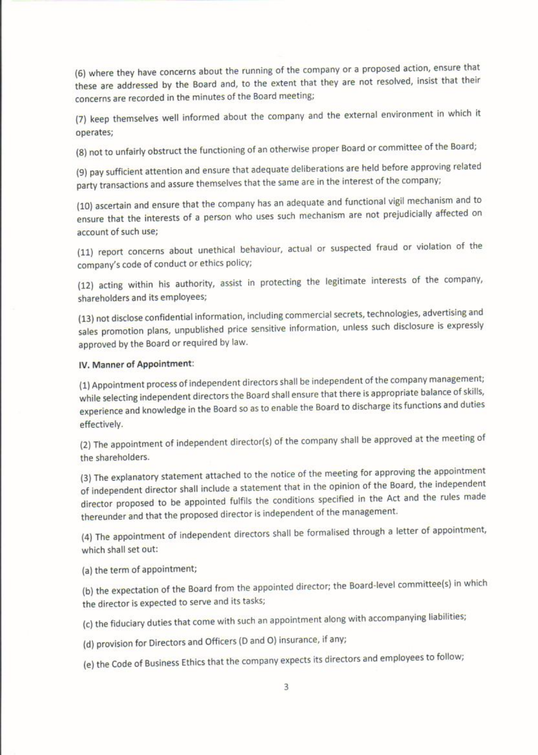(6) where they have concerns about the running of the company or a proposed action, ensure that these are addressed by the Board and, to the extent that they are not resolved, insist that their concerns are recorded in the minutes of the Board meeting;

(7) keep themselves well informed about the company and the external environment in which it operates;

(8) not to unfairly obstruct the functioning of an otherwise proper Board or committee of the Board;

(9) pay sufficient attention and ensure that adequate deliberations are held before approving related party transactions and assure themselves that the same are in the interest of the company;

(10) ascertain and ensure that the company has an adequate and functional vigil mechanism and to ensure that the interests of a person who uses such mechanism are not prejudicially affected on account of such use;

(11) report concerns about unethical behaviour, actual or suspected fraud or violation of the company's code of conduct or ethics policy;

(12) acting within his authority, assist in protecting the legitimate interests of the company, shareholders and its employees;

(13) not disclose confidential information, including commercial secrets, technologies, advertising and sales promotion plans, unpublished price sensitive information, unless such disclosure is expressly approved by the Board or required by law.

**IV. Manner of Appointment**:

(1) Appointment process of independent directors shall be independent of the company management; while selecting independent directors the Board shall ensure that there is appropriate balance of skills, experience and knowledge in the Board so as to enable the Board to discharge its functions and duties effectively.

(2) The appointment of independent director(s) of the company shall be approved at the meeting of the shareholders.

(3) The explanatory statement attached to the notice of the meeting for approving the appointment of independent director shall include a statement that in the opinion of the Board, the independent director proposed to be appointed fulfils the conditions specified in the Act and the rules made thereunder and that the proposed director is independent of the management.

(4) The appointment of independent directors shall be formalised through a letter of appointment, which shall set out:

(a) the term of appointment;

(b) the expectation of the Board from the appointed director; the Board-level committee(s) in which the director is expected to serve and its tasks;

(c) the fiduciary duties that come with such an appointment along with accompanying liabilities;

(d) provision for Directors and Officers (D and O) insurance, if any;

(e) the Code of Business Ethics that the company expects its directors and employees to follow;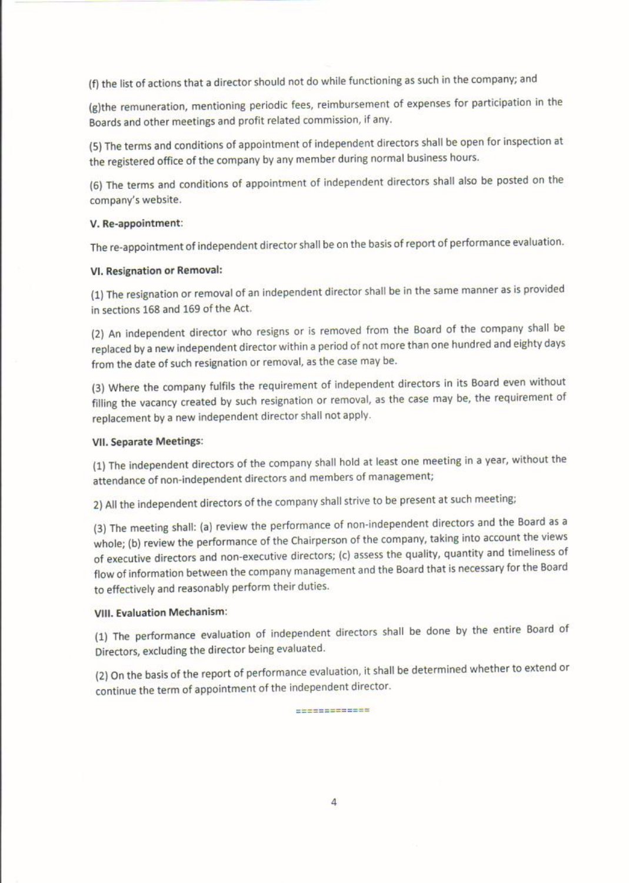(f) the list of actions that a director should not do while functioning as such in the company; and

(g)the remuneration, mentioning periodic fees, reimbursement of expenses for participation in the Boards and other meetings and profit related commission, if any.

(5) The terms and conditions of appointment of independent directors shall be open for inspection at the registered office of the company by any member during normal business hours.

(6) The terms and conditions of appointment of independent directors shall also be posted on the company's website.

**V. Re-appointment**:

The re-appointment of independent director shall be on the basis of report of performance evaluation.

**VI. Resignation or Removal:**

(1) The resignation or removal of an independent director shall be in the same manner as is provided in sections 168 and 169 of the Act.

(2) An independent director who resigns or is removed from the Board of the company shall be replaced by a new independent director within a period of not more than one hundred and eighty days from the date of such resignation or removal, as the case may be.

(3) Where the company fulfils the requirement of independent directors in its Board even without filling the vacancy created by such resignation or removal, as the case may be, the requirement of replacement by a new independent director shall not apply.

**VII. Separate Meetings**:

(1) The independent directors of the company shall hold at least one meeting in a year, without the attendance of non-independent directors and members of management;

2) All the independent directors of the company shall strive to be present at such meeting;

(3) The meeting shall: (a) review the performance of non-independent directors and the Board as a whole; (b) review the performance of the Chairperson of the company, taking into account the views of executive directors and non-executive directors; (c) assess the quality, quantity and timeliness of flow of information between the company management and the Board that is necessary for the Board to effectively and reasonably perform their duties.

**VIII. Evaluation Mechanism**:

(1) The performance evaluation of independent directors shall be done by the entire Board of Directors, excluding the director being evaluated.

(2) On the basis of the report of performance evaluation, it shall be determined whether to extend or continue the term of appointment of the independent director.

=============